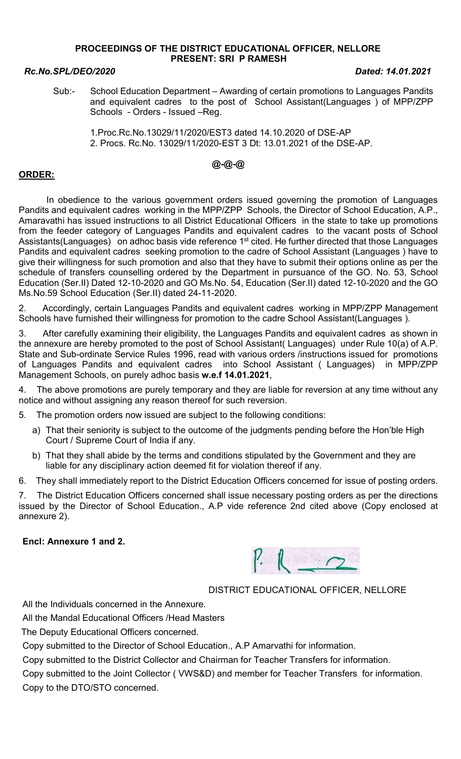**PROCEEDINGS OF THE DISTRICT EDUCATIONAL OFFICER, NELLORE**
**PRESENT: SRI P RAMESH**

***Rc.No.SPL/DEO/2020*** ***Dated: 14.01.2021***

Sub:- School Education Department – Awarding of certain promotions to Languages Pandits and equivalent cadres to the post of School Assistant(Languages ) of MPP/ZPP Schools - Orders - Issued –Reg.

1.Proc.Rc.No.13029/11/2020/EST3 dated 14.10.2020 of DSE-AP
2. Procs. Rc.No. 13029/11/2020-EST 3 Dt: 13.01.2021 of the DSE-AP.

**@-@-@**

**ORDER:**

In obedience to the various government orders issued governing the promotion of Languages Pandits and equivalent cadres working in the MPP/ZPP Schools, the Director of School Education, A.P., Amaravathi has issued instructions to all District Educational Officers in the state to take up promotions from the feeder category of Languages Pandits and equivalent cadres to the vacant posts of School Assistants(Languages) on adhoc basis vide reference 1st cited. He further directed that those Languages Pandits and equivalent cadres seeking promotion to the cadre of School Assistant (Languages ) have to give their willingness for such promotion and also that they have to submit their options online as per the schedule of transfers counselling ordered by the Department in pursuance of the GO. No. 53, School Education (Ser.II) Dated 12-10-2020 and GO Ms.No. 54, Education (Ser.II) dated 12-10-2020 and the GO Ms.No.59 School Education (Ser.II) dated 24-11-2020.

2. Accordingly, certain Languages Pandits and equivalent cadres working in MPP/ZPP Management Schools have furnished their willingness for promotion to the cadre School Assistant(Languages ).

3. After carefully examining their eligibility, the Languages Pandits and equivalent cadres as shown in the annexure are hereby promoted to the post of School Assistant( Languages) under Rule 10(a) of A.P. State and Sub-ordinate Service Rules 1996, read with various orders /instructions issued for promotions of Languages Pandits and equivalent cadres into School Assistant ( Languages) in MPP/ZPP Management Schools, on purely adhoc basis **w.e.f 14.01.2021**,

4. The above promotions are purely temporary and they are liable for reversion at any time without any notice and without assigning any reason thereof for such reversion.

5. The promotion orders now issued are subject to the following conditions:

a) That their seniority is subject to the outcome of the judgments pending before the Hon'ble High Court / Supreme Court of India if any.

b) That they shall abide by the terms and conditions stipulated by the Government and they are liable for any disciplinary action deemed fit for violation thereof if any.

6. They shall immediately report to the District Education Officers concerned for issue of posting orders.

7. The District Education Officers concerned shall issue necessary posting orders as per the directions issued by the Director of School Education., A.P vide reference 2nd cited above (Copy enclosed at annexure 2).

**Encl: Annexure 1 and 2.**

DISTRICT EDUCATIONAL OFFICER, NELLORE

All the Individuals concerned in the Annexure.

All the Mandal Educational Officers /Head Masters

The Deputy Educational Officers concerned.

Copy submitted to the Director of School Education., A.P Amarvathi for information.

Copy submitted to the District Collector and Chairman for Teacher Transfers for information.

Copy submitted to the Joint Collector ( VWS&D) and member for Teacher Transfers for information.

Copy to the DTO/STO concerned.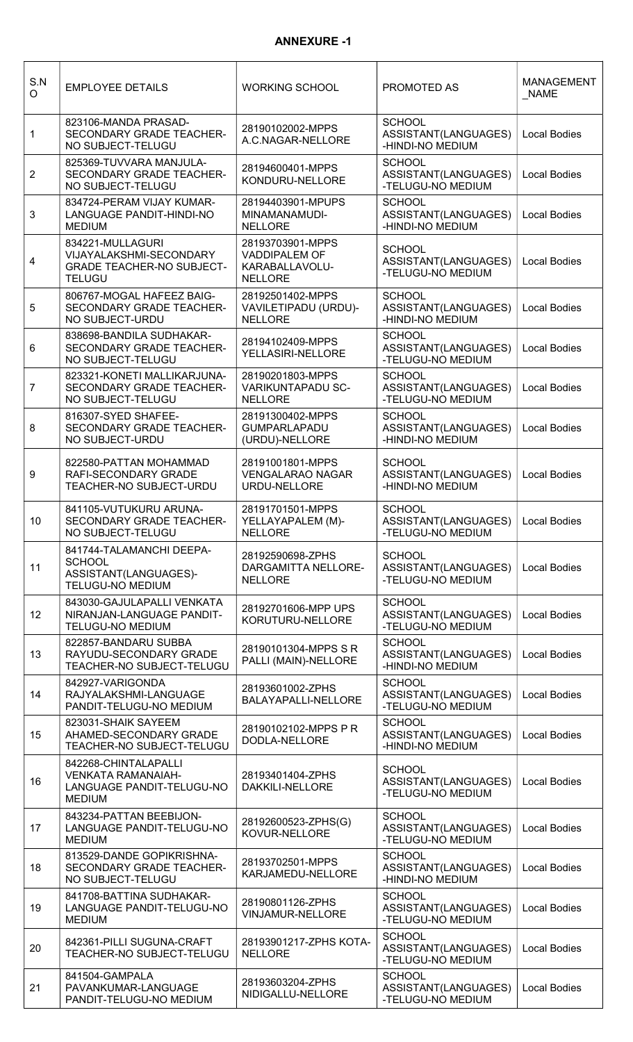## ANNEXURE -1

| S.NO | EMPLOYEE DETAILS | WORKING SCHOOL | PROMOTED AS | MANAGEMENT_NAME |
|---|---|---|---|---|
| 1 | 823106-MANDA PRASAD-SECONDARY GRADE TEACHER-NO SUBJECT-TELUGU | 28190102002-MPPS A.C.NAGAR-NELLORE | SCHOOL ASSISTANT(LANGUAGES)-HINDI-NO MEDIUM | Local Bodies |
| 2 | 825369-TUVVARA MANJULA-SECONDARY GRADE TEACHER-NO SUBJECT-TELUGU | 28194600401-MPPS KONDURU-NELLORE | SCHOOL ASSISTANT(LANGUAGES)-TELUGU-NO MEDIUM | Local Bodies |
| 3 | 834724-PERAM VIJAY KUMAR-LANGUAGE PANDIT-HINDI-NO MEDIUM | 28194403901-MPUPS MINAMANAMUDI-NELLORE | SCHOOL ASSISTANT(LANGUAGES)-HINDI-NO MEDIUM | Local Bodies |
| 4 | 834221-MULLAGURI VIJAYALAKSHMI-SECONDARY GRADE TEACHER-NO SUBJECT-TELUGU | 28193703901-MPPS VADDIPALEM OF KARABALLAVOLU-NELLORE | SCHOOL ASSISTANT(LANGUAGES)-TELUGU-NO MEDIUM | Local Bodies |
| 5 | 806767-MOGAL HAFEEZ BAIG-SECONDARY GRADE TEACHER-NO SUBJECT-URDU | 28192501402-MPPS VAVILETIPADU (URDU)-NELLORE | SCHOOL ASSISTANT(LANGUAGES)-HINDI-NO MEDIUM | Local Bodies |
| 6 | 838698-BANDILA SUDHAKAR-SECONDARY GRADE TEACHER-NO SUBJECT-TELUGU | 28194102409-MPPS YELLASIRI-NELLORE | SCHOOL ASSISTANT(LANGUAGES)-TELUGU-NO MEDIUM | Local Bodies |
| 7 | 823321-KONETI MALLIKARJUNA-SECONDARY GRADE TEACHER-NO SUBJECT-TELUGU | 28190201803-MPPS VARIKUNTAPADU SC-NELLORE | SCHOOL ASSISTANT(LANGUAGES)-TELUGU-NO MEDIUM | Local Bodies |
| 8 | 816307-SYED SHAFEE-SECONDARY GRADE TEACHER-NO SUBJECT-URDU | 28191300402-MPPS GUMPARLAPADU (URDU)-NELLORE | SCHOOL ASSISTANT(LANGUAGES)-HINDI-NO MEDIUM | Local Bodies |
| 9 | 822580-PATTAN MOHAMMAD RAFI-SECONDARY GRADE TEACHER-NO SUBJECT-URDU | 28191001801-MPPS VENGALARAO NAGAR URDU-NELLORE | SCHOOL ASSISTANT(LANGUAGES)-HINDI-NO MEDIUM | Local Bodies |
| 10 | 841105-VUTUKURU ARUNA-SECONDARY GRADE TEACHER-NO SUBJECT-TELUGU | 28191701501-MPPS YELLAYAPALEM (M)-NELLORE | SCHOOL ASSISTANT(LANGUAGES)-TELUGU-NO MEDIUM | Local Bodies |
| 11 | 841744-TALAMANCHI DEEPA-SCHOOL ASSISTANT(LANGUAGES)-TELUGU-NO MEDIUM | 28192590698-ZPHS DARGAMITTA NELLORE-NELLORE | SCHOOL ASSISTANT(LANGUAGES)-TELUGU-NO MEDIUM | Local Bodies |
| 12 | 843030-GAJULAPALLI VENKATA NIRANJAN-LANGUAGE PANDIT-TELUGU-NO MEDIUM | 28192701606-MPP UPS KORUTURU-NELLORE | SCHOOL ASSISTANT(LANGUAGES)-TELUGU-NO MEDIUM | Local Bodies |
| 13 | 822857-BANDARU SUBBA RAYUDU-SECONDARY GRADE TEACHER-NO SUBJECT-TELUGU | 28190101304-MPPS S R PALLI (MAIN)-NELLORE | SCHOOL ASSISTANT(LANGUAGES)-HINDI-NO MEDIUM | Local Bodies |
| 14 | 842927-VARIGONDA RAJYALAKSHMI-LANGUAGE PANDIT-TELUGU-NO MEDIUM | 28193601002-ZPHS BALAYAPALLI-NELLORE | SCHOOL ASSISTANT(LANGUAGES)-TELUGU-NO MEDIUM | Local Bodies |
| 15 | 823031-SHAIK SAYEEM AHAMED-SECONDARY GRADE TEACHER-NO SUBJECT-TELUGU | 28190102102-MPPS P R DODLA-NELLORE | SCHOOL ASSISTANT(LANGUAGES)-HINDI-NO MEDIUM | Local Bodies |
| 16 | 842268-CHINTALAPALLI VENKATA RAMANAIAH-LANGUAGE PANDIT-TELUGU-NO MEDIUM | 28193401404-ZPHS DAKKILI-NELLORE | SCHOOL ASSISTANT(LANGUAGES)-TELUGU-NO MEDIUM | Local Bodies |
| 17 | 843234-PATTAN BEEBIJON-LANGUAGE PANDIT-TELUGU-NO MEDIUM | 28192600523-ZPHS(G) KOVUR-NELLORE | SCHOOL ASSISTANT(LANGUAGES)-TELUGU-NO MEDIUM | Local Bodies |
| 18 | 813529-DANDE GOPIKRISHNA-SECONDARY GRADE TEACHER-NO SUBJECT-TELUGU | 28193702501-MPPS KARJAMEDU-NELLORE | SCHOOL ASSISTANT(LANGUAGES)-HINDI-NO MEDIUM | Local Bodies |
| 19 | 841708-BATTINA SUDHAKAR-LANGUAGE PANDIT-TELUGU-NO MEDIUM | 28190801126-ZPHS VINJAMUR-NELLORE | SCHOOL ASSISTANT(LANGUAGES)-TELUGU-NO MEDIUM | Local Bodies |
| 20 | 842361-PILLI SUGUNA-CRAFT TEACHER-NO SUBJECT-TELUGU | 28193901217-ZPHS KOTA-NELLORE | SCHOOL ASSISTANT(LANGUAGES)-TELUGU-NO MEDIUM | Local Bodies |
| 21 | 841504-GAMPALA PAVANKUMAR-LANGUAGE PANDIT-TELUGU-NO MEDIUM | 28193603204-ZPHS NIDIGALLU-NELLORE | SCHOOL ASSISTANT(LANGUAGES)-TELUGU-NO MEDIUM | Local Bodies |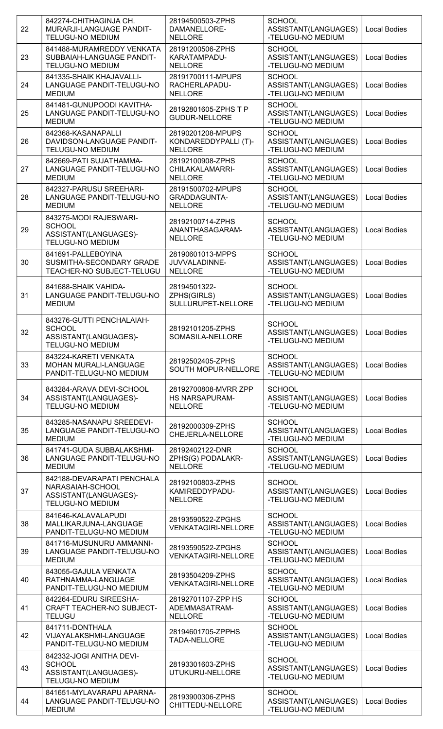| | | | | |
|---|---|---|---|---|
| 22 | 842274-CHITHAGINJA CH. MURARJI-LANGUAGE PANDIT-TELUGU-NO MEDIUM | 28194500503-ZPHS DAMANELLORE-NELLORE | SCHOOL ASSISTANT(LANGUAGES)-TELUGU-NO MEDIUM | Local Bodies |
| 23 | 841488-MURAMREDDY VENKATA SUBBAIAH-LANGUAGE PANDIT-TELUGU-NO MEDIUM | 28191200506-ZPHS KARATAMPADU-NELLORE | SCHOOL ASSISTANT(LANGUAGES)-TELUGU-NO MEDIUM | Local Bodies |
| 24 | 841335-SHAIK KHAJAVALLI-LANGUAGE PANDIT-TELUGU-NO MEDIUM | 28191700111-MPUPS RACHERLAPADU-NELLORE | SCHOOL ASSISTANT(LANGUAGES)-TELUGU-NO MEDIUM | Local Bodies |
| 25 | 841481-GUNUPOODI KAVITHA-LANGUAGE PANDIT-TELUGU-NO MEDIUM | 28192801605-ZPHS T P GUDUR-NELLORE | SCHOOL ASSISTANT(LANGUAGES)-TELUGU-NO MEDIUM | Local Bodies |
| 26 | 842368-KASANAPALLI DAVIDSON-LANGUAGE PANDIT-TELUGU-NO MEDIUM | 28190201208-MPUPS KONDAREDDYPALLI (T)-NELLORE | SCHOOL ASSISTANT(LANGUAGES)-TELUGU-NO MEDIUM | Local Bodies |
| 27 | 842669-PATI SUJATHAMMA-LANGUAGE PANDIT-TELUGU-NO MEDIUM | 28192100908-ZPHS CHILAKALAMARRI-NELLORE | SCHOOL ASSISTANT(LANGUAGES)-TELUGU-NO MEDIUM | Local Bodies |
| 28 | 842327-PARUSU SREEHARI-LANGUAGE PANDIT-TELUGU-NO MEDIUM | 28191500702-MPUPS GRADDAGUNTA-NELLORE | SCHOOL ASSISTANT(LANGUAGES)-TELUGU-NO MEDIUM | Local Bodies |
| 29 | 843275-MODI RAJESWARI-SCHOOL ASSISTANT(LANGUAGES)-TELUGU-NO MEDIUM | 28192100714-ZPHS ANANTHASAGARAM-NELLORE | SCHOOL ASSISTANT(LANGUAGES)-TELUGU-NO MEDIUM | Local Bodies |
| 30 | 841691-PALLEBOYINA SUSMITHA-SECONDARY GRADE TEACHER-NO SUBJECT-TELUGU | 28190601013-MPPS JUVVALADINNE-NELLORE | SCHOOL ASSISTANT(LANGUAGES)-TELUGU-NO MEDIUM | Local Bodies |
| 31 | 841688-SHAIK VAHIDA-LANGUAGE PANDIT-TELUGU-NO MEDIUM | 28194501322-ZPHS(GIRLS) SULLURUPET-NELLORE | SCHOOL ASSISTANT(LANGUAGES)-TELUGU-NO MEDIUM | Local Bodies |
| 32 | 843276-GUTTI PENCHALAIAH-SCHOOL ASSISTANT(LANGUAGES)-TELUGU-NO MEDIUM | 28192101205-ZPHS SOMASILA-NELLORE | SCHOOL ASSISTANT(LANGUAGES)-TELUGU-NO MEDIUM | Local Bodies |
| 33 | 843224-KARETI VENKATA MOHAN MURALI-LANGUAGE PANDIT-TELUGU-NO MEDIUM | 28192502405-ZPHS SOUTH MOPUR-NELLORE | SCHOOL ASSISTANT(LANGUAGES)-TELUGU-NO MEDIUM | Local Bodies |
| 34 | 843284-ARAVA DEVI-SCHOOL ASSISTANT(LANGUAGES)-TELUGU-NO MEDIUM | 28192700808-MVRR ZPP HS NARSAPURAM-NELLORE | SCHOOL ASSISTANT(LANGUAGES)-TELUGU-NO MEDIUM | Local Bodies |
| 35 | 843285-NASANAPU SREEDEVI-LANGUAGE PANDIT-TELUGU-NO MEDIUM | 28192000309-ZPHS CHEJERLA-NELLORE | SCHOOL ASSISTANT(LANGUAGES)-TELUGU-NO MEDIUM | Local Bodies |
| 36 | 841741-GUDA SUBBALAKSHMI-LANGUAGE PANDIT-TELUGU-NO MEDIUM | 28192402122-DNR ZPHS(G) PODALAKR-NELLORE | SCHOOL ASSISTANT(LANGUAGES)-TELUGU-NO MEDIUM | Local Bodies |
| 37 | 842188-DEVARAPATI PENCHALA NARASAIAH-SCHOOL ASSISTANT(LANGUAGES)-TELUGU-NO MEDIUM | 28192100803-ZPHS KAMIREDDYPADU-NELLORE | SCHOOL ASSISTANT(LANGUAGES)-TELUGU-NO MEDIUM | Local Bodies |
| 38 | 841646-KALAVALAPUDI MALLIKARJUNA-LANGUAGE PANDIT-TELUGU-NO MEDIUM | 28193590522-ZPGHS VENKATAGIRI-NELLORE | SCHOOL ASSISTANT(LANGUAGES)-TELUGU-NO MEDIUM | Local Bodies |
| 39 | 841716-MUSUNURU AMMANNI-LANGUAGE PANDIT-TELUGU-NO MEDIUM | 28193590522-ZPGHS VENKATAGIRI-NELLORE | SCHOOL ASSISTANT(LANGUAGES)-TELUGU-NO MEDIUM | Local Bodies |
| 40 | 843055-GAJULA VENKATA RATHNAMMA-LANGUAGE PANDIT-TELUGU-NO MEDIUM | 28193504209-ZPHS VENKATAGIRI-NELLORE | SCHOOL ASSISTANT(LANGUAGES)-TELUGU-NO MEDIUM | Local Bodies |
| 41 | 842264-EDURU SIREESHA-CRAFT TEACHER-NO SUBJECT-TELUGU | 28192701107-ZPP HS ADEMMASATRAM-NELLORE | SCHOOL ASSISTANT(LANGUAGES)-TELUGU-NO MEDIUM | Local Bodies |
| 42 | 841711-DONTHALA VIJAYALAKSHMI-LANGUAGE PANDIT-TELUGU-NO MEDIUM | 28194601705-ZPPHS TADA-NELLORE | SCHOOL ASSISTANT(LANGUAGES)-TELUGU-NO MEDIUM | Local Bodies |
| 43 | 842332-JOGI ANITHA DEVI-SCHOOL ASSISTANT(LANGUAGES)-TELUGU-NO MEDIUM | 28193301603-ZPHS UTUKURU-NELLORE | SCHOOL ASSISTANT(LANGUAGES)-TELUGU-NO MEDIUM | Local Bodies |
| 44 | 841651-MYLAVARAPU APARNA-LANGUAGE PANDIT-TELUGU-NO MEDIUM | 28193900306-ZPHS CHITTEDU-NELLORE | SCHOOL ASSISTANT(LANGUAGES)-TELUGU-NO MEDIUM | Local Bodies |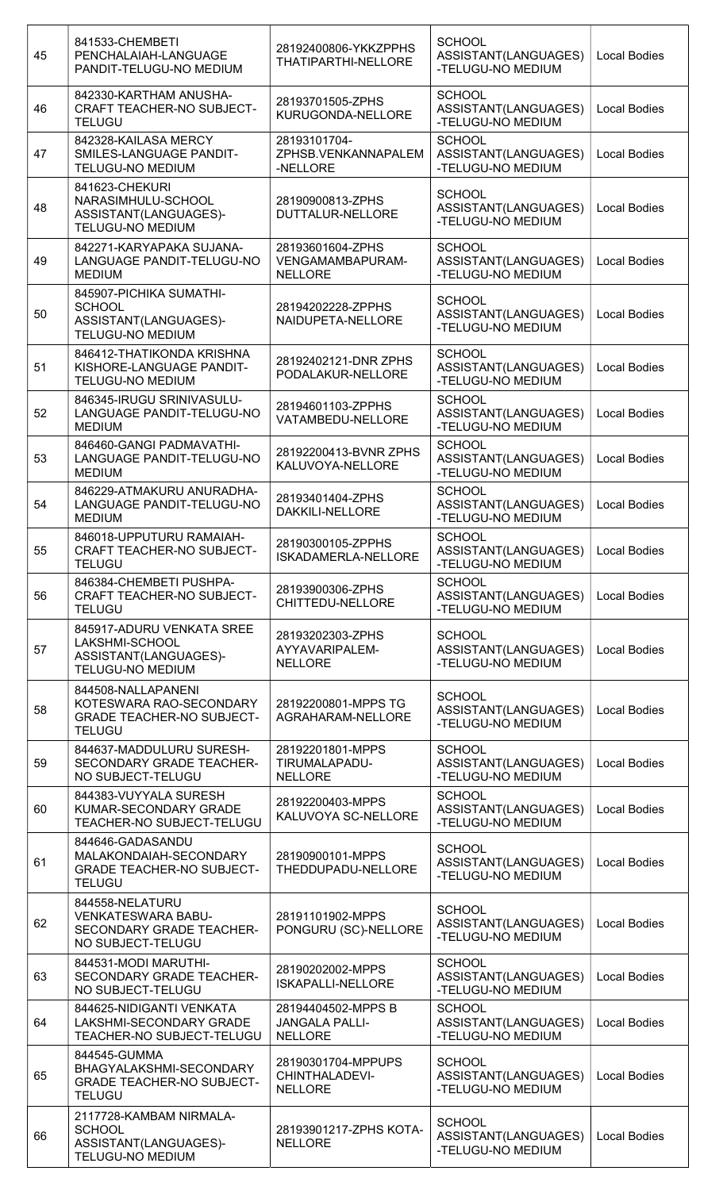| | | | | |
|---|---|---|---|---|
| 45 | 841533-CHEMBETI PENCHALAIAH-LANGUAGE PANDIT-TELUGU-NO MEDIUM | 28192400806-YKKZPPHS THATIPARTHI-NELLORE | SCHOOL ASSISTANT(LANGUAGES) -TELUGU-NO MEDIUM | Local Bodies |
| 46 | 842330-KARTHAM ANUSHA-CRAFT TEACHER-NO SUBJECT-TELUGU | 28193701505-ZPHS KURUGONDA-NELLORE | SCHOOL ASSISTANT(LANGUAGES) -TELUGU-NO MEDIUM | Local Bodies |
| 47 | 842328-KAILASA MERCY SMILES-LANGUAGE PANDIT-TELUGU-NO MEDIUM | 28193101704-ZPHSB.VENKANNAPALEM -NELLORE | SCHOOL ASSISTANT(LANGUAGES) -TELUGU-NO MEDIUM | Local Bodies |
| 48 | 841623-CHEKURI NARASIMHULU-SCHOOL ASSISTANT(LANGUAGES)-TELUGU-NO MEDIUM | 28190900813-ZPHS DUTTALUR-NELLORE | SCHOOL ASSISTANT(LANGUAGES) -TELUGU-NO MEDIUM | Local Bodies |
| 49 | 842271-KARYAPAKA SUJANA-LANGUAGE PANDIT-TELUGU-NO MEDIUM | 28193601604-ZPHS VENGAMAMBAPURAM-NELLORE | SCHOOL ASSISTANT(LANGUAGES) -TELUGU-NO MEDIUM | Local Bodies |
| 50 | 845907-PICHIKA SUMATHI-SCHOOL ASSISTANT(LANGUAGES)-TELUGU-NO MEDIUM | 28194202228-ZPPHS NAIDUPETA-NELLORE | SCHOOL ASSISTANT(LANGUAGES) -TELUGU-NO MEDIUM | Local Bodies |
| 51 | 846412-THATIKONDA KRISHNA KISHORE-LANGUAGE PANDIT-TELUGU-NO MEDIUM | 28192402121-DNR ZPHS PODALAKUR-NELLORE | SCHOOL ASSISTANT(LANGUAGES) -TELUGU-NO MEDIUM | Local Bodies |
| 52 | 846345-IRUGU SRINIVASULU-LANGUAGE PANDIT-TELUGU-NO MEDIUM | 28194601103-ZPPHS VATAMBEDU-NELLORE | SCHOOL ASSISTANT(LANGUAGES) -TELUGU-NO MEDIUM | Local Bodies |
| 53 | 846460-GANGI PADMAVATHI-LANGUAGE PANDIT-TELUGU-NO MEDIUM | 28192200413-BVNR ZPHS KALUVOYA-NELLORE | SCHOOL ASSISTANT(LANGUAGES) -TELUGU-NO MEDIUM | Local Bodies |
| 54 | 846229-ATMAKURU ANURADHA-LANGUAGE PANDIT-TELUGU-NO MEDIUM | 28193401404-ZPHS DAKKILI-NELLORE | SCHOOL ASSISTANT(LANGUAGES) -TELUGU-NO MEDIUM | Local Bodies |
| 55 | 846018-UPPUTURU RAMAIAH-CRAFT TEACHER-NO SUBJECT-TELUGU | 28190300105-ZPPHS ISKADAMERLA-NELLORE | SCHOOL ASSISTANT(LANGUAGES) -TELUGU-NO MEDIUM | Local Bodies |
| 56 | 846384-CHEMBETI PUSHPA-CRAFT TEACHER-NO SUBJECT-TELUGU | 28193900306-ZPHS CHITTEDU-NELLORE | SCHOOL ASSISTANT(LANGUAGES) -TELUGU-NO MEDIUM | Local Bodies |
| 57 | 845917-ADURU VENKATA SREE LAKSHMI-SCHOOL ASSISTANT(LANGUAGES)-TELUGU-NO MEDIUM | 28193202303-ZPHS AYYAVARIPALEM-NELLORE | SCHOOL ASSISTANT(LANGUAGES) -TELUGU-NO MEDIUM | Local Bodies |
| 58 | 844508-NALLAPANENI KOTESWARA RAO-SECONDARY GRADE TEACHER-NO SUBJECT-TELUGU | 28192200801-MPPS TG AGRAHARAM-NELLORE | SCHOOL ASSISTANT(LANGUAGES) -TELUGU-NO MEDIUM | Local Bodies |
| 59 | 844637-MADDULURU SURESH-SECONDARY GRADE TEACHER-NO SUBJECT-TELUGU | 28192201801-MPPS TIRUMALAPADU-NELLORE | SCHOOL ASSISTANT(LANGUAGES) -TELUGU-NO MEDIUM | Local Bodies |
| 60 | 844383-VUYYALA SURESH KUMAR-SECONDARY GRADE TEACHER-NO SUBJECT-TELUGU | 28192200403-MPPS KALUVOYA SC-NELLORE | SCHOOL ASSISTANT(LANGUAGES) -TELUGU-NO MEDIUM | Local Bodies |
| 61 | 844646-GADASANDU MALAKONDAIAH-SECONDARY GRADE TEACHER-NO SUBJECT-TELUGU | 28190900101-MPPS THEDDUPADU-NELLORE | SCHOOL ASSISTANT(LANGUAGES) -TELUGU-NO MEDIUM | Local Bodies |
| 62 | 844558-NELATURU VENKATESWARA BABU-SECONDARY GRADE TEACHER-NO SUBJECT-TELUGU | 28191101902-MPPS PONGURU (SC)-NELLORE | SCHOOL ASSISTANT(LANGUAGES) -TELUGU-NO MEDIUM | Local Bodies |
| 63 | 844531-MODI MARUTHI-SECONDARY GRADE TEACHER-NO SUBJECT-TELUGU | 28190202002-MPPS ISKAPALLI-NELLORE | SCHOOL ASSISTANT(LANGUAGES) -TELUGU-NO MEDIUM | Local Bodies |
| 64 | 844625-NIDIGANTI VENKATA LAKSHMI-SECONDARY GRADE TEACHER-NO SUBJECT-TELUGU | 28194404502-MPPS B JANGALA PALLI-NELLORE | SCHOOL ASSISTANT(LANGUAGES) -TELUGU-NO MEDIUM | Local Bodies |
| 65 | 844545-GUMMA BHAGYALAKSHMI-SECONDARY GRADE TEACHER-NO SUBJECT-TELUGU | 28190301704-MPPUPS CHINTHALADEVI-NELLORE | SCHOOL ASSISTANT(LANGUAGES) -TELUGU-NO MEDIUM | Local Bodies |
| 66 | 2117728-KAMBAM NIRMALA-SCHOOL ASSISTANT(LANGUAGES)-TELUGU-NO MEDIUM | 28193901217-ZPHS KOTA-NELLORE | SCHOOL ASSISTANT(LANGUAGES) -TELUGU-NO MEDIUM | Local Bodies |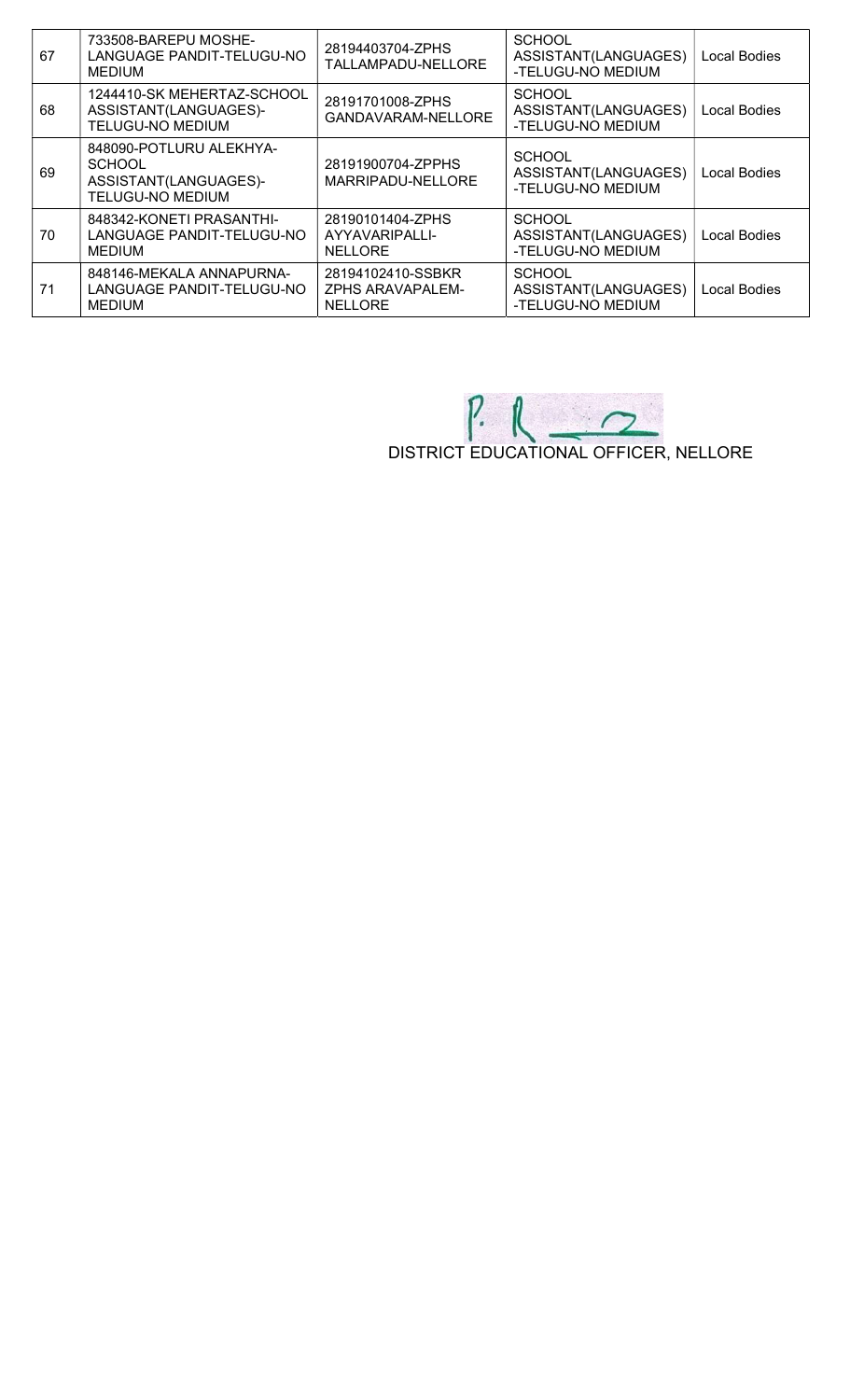| | | | | |
|---|---|---|---|---|
| 67 | 733508-BAREPU MOSHE-LANGUAGE PANDIT-TELUGU-NO MEDIUM | 28194403704-ZPHS TALLAMPADU-NELLORE | SCHOOL ASSISTANT(LANGUAGES) -TELUGU-NO MEDIUM | Local Bodies |
| 68 | 1244410-SK MEHERTAZ-SCHOOL ASSISTANT(LANGUAGES)-TELUGU-NO MEDIUM | 28191701008-ZPHS GANDAVARAM-NELLORE | SCHOOL ASSISTANT(LANGUAGES) -TELUGU-NO MEDIUM | Local Bodies |
| 69 | 848090-POTLURU ALEKHYA-SCHOOL ASSISTANT(LANGUAGES)-TELUGU-NO MEDIUM | 28191900704-ZPPHS MARRIPADU-NELLORE | SCHOOL ASSISTANT(LANGUAGES) -TELUGU-NO MEDIUM | Local Bodies |
| 70 | 848342-KONETI PRASANTHI-LANGUAGE PANDIT-TELUGU-NO MEDIUM | 28190101404-ZPHS AYYAVARIPALLI-NELLORE | SCHOOL ASSISTANT(LANGUAGES) -TELUGU-NO MEDIUM | Local Bodies |
| 71 | 848146-MEKALA ANNAPURNA-LANGUAGE PANDIT-TELUGU-NO MEDIUM | 28194102410-SSBKR ZPHS ARAVAPALEM-NELLORE | SCHOOL ASSISTANT(LANGUAGES) -TELUGU-NO MEDIUM | Local Bodies |

DISTRICT EDUCATIONAL OFFICER, NELLORE